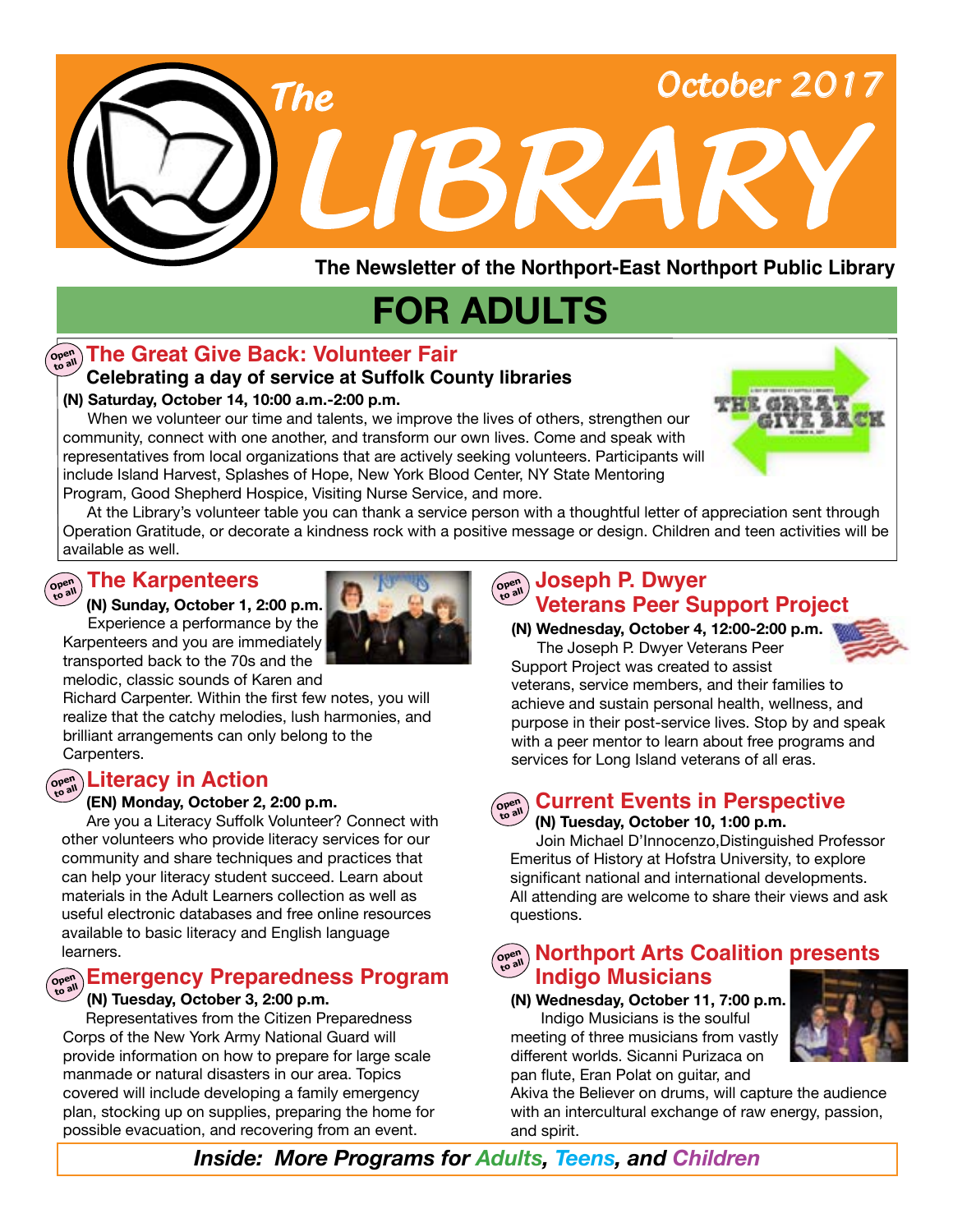# The LIBRARY

October 2017

**The Newsletter of the Northport-East Northport Public Library**

# FOR ADULTS

## The Great Give Back: Volunteer Fair

Open to all

### Celebrating a day of service at Suffolk County libraries

**(N) Saturday, October 14, 10:00 a.m.-2:00 p.m.**

When we volunteer our time and talents, we improve the lives of others, strengthen our community, connect with one another, and transform our own lives. Come and speak with representatives from local organizations that are actively seeking volunteers. Participants will include Island Harvest, Splashes of Hope, New York Blood Center, NY State Mentoring Program, Good Shepherd Hospice, Visiting Nurse Service, and more.

At the Library's volunteer table you can thank a service person with a thoughtful letter of appreciation sent through Operation Gratitude, or decorate a kindness rock with a positive message or design. Children and teen activities will be available as well.

## The Karpenteers

Open to all

**(N) Sunday, October 1, 2:00 p.m.**

Experience a performance by the Karpenteers and you are immediately transported back to the 70s and the melodic, classic sounds of Karen and Richard Carpenter. Within the first few notes, you will realize that the catchy melodies, lush harmonies, and brilliant arrangements can only belong to the Carpenters.

## Literacy in Action

Open to all

**(EN) Monday, October 2, 2:00 p.m.**

Are you a Literacy Suffolk Volunteer? Connect with other volunteers who provide literacy services for our community and share techniques and practices that can help your literacy student succeed. Learn about materials in the Adult Learners collection as well as useful electronic databases and free online resources available to basic literacy and English language learners.

## Emergency Preparedness Program

Open to all

**(N) Tuesday, October 3, 2:00 p.m.**

Representatives from the Citizen Preparedness Corps of the New York Army National Guard will provide information on how to prepare for large scale manmade or natural disasters in our area. Topics covered will include developing a family emergency plan, stocking up on supplies, preparing the home for possible evacuation, and recovering from an event.

## Joseph P. Dwyer Veterans Peer Support Project

Open to all

**(N) Wednesday, October 4, 12:00-2:00 p.m.**

The Joseph P. Dwyer Veterans Peer Support Project was created to assist veterans, service members, and their families to achieve and sustain personal health, wellness, and purpose in their post-service lives. Stop by and speak with a peer mentor to learn about free programs and services for Long Island veterans of all eras.

## Current Events in Perspective

Open to all

**(N) Tuesday, October 10, 1:00 p.m.**

Join Michael D'Innocenzo,Distinguished Professor Emeritus of History at Hofstra University, to explore significant national and international developments. All attending are welcome to share their views and ask questions.

## Northport Arts Coalition presents Indigo Musicians

Open to all

**(N) Wednesday, October 11, 7:00 p.m.**

Indigo Musicians is the soulful meeting of three musicians from vastly different worlds. Sicanni Purizaca on pan flute, Eran Polat on guitar, and Akiva the Believer on drums, will capture the audience with an intercultural exchange of raw energy, passion, and spirit.

***Inside: More Programs for Adults, Teens, and Children***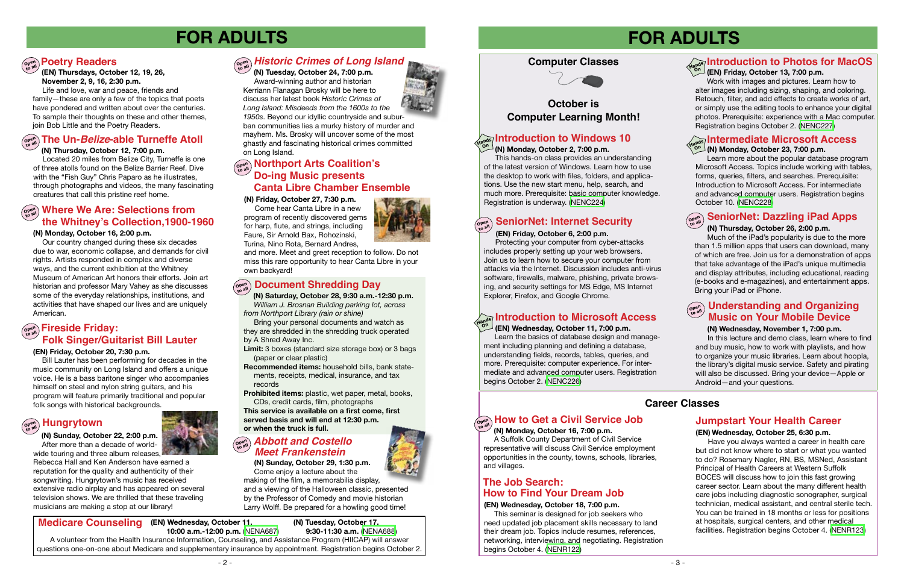# FOR ADULTS

## Poetry Readers

**(EN) Thursdays, October 12, 19, 26, November 2, 9, 16, 2:30 p.m.**

Life and love, war and peace, friends and family—these are only a few of the topics that poets have pondered and written about over the centuries. To sample their thoughts on these and other themes, join Bob Little and the Poetry Readers.

## The Un-*Belize*-able Turneffe Atoll

**(N) Thursday, October 12, 7:00 p.m.**

Located 20 miles from Belize City, Turneffe is one of three atolls found on the Belize Barrier Reef. Dive with the "Fish Guy" Chris Paparo as he illustrates, through photographs and videos, the many fascinating creatures that call this pristine reef home.

## Where We Are: Selections from the Whitney's Collection,1900-1960

**(N) Monday, October 16, 2:00 p.m.**

Our country changed during these six decades due to war, economic collapse, and demands for civil rights. Artists responded in complex and diverse ways, and the current exhibition at the Whitney Museum of American Art honors their efforts. Join art historian and professor Mary Vahey as she discusses some of the everyday relationships, institutions, and activities that have shaped our lives and are uniquely American.

## Fireside Friday: Folk Singer/Guitarist Bill Lauter

**(EN) Friday, October 20, 7:30 p.m.**

Bill Lauter has been performing for decades in the music community on Long Island and offers a unique voice. He is a bass baritone singer who accompanies himself on steel and nylon string guitars, and his program will feature primarily traditional and popular folk songs with historical backgrounds.

## Hungrytown

**(N) Sunday, October 22, 2:00 p.m.**

After more than a decade of world-wide touring and three album releases, Rebecca Hall and Ken Anderson have earned a reputation for the quality and authenticity of their songwriting. Hungrytown's music has received extensive radio airplay and has appeared on several television shows. We are thrilled that these traveling musicians are making a stop at our library!

## *Historic Crimes of Long Island*

**(N) Tuesday, October 24, 7:00 p.m.**

Award-winning author and historian Kerriann Flanagan Brosky will be here to discuss her latest book *Historic Crimes of Long Island: Misdeeds from the 1600s to the 1950s*. Beyond our idyllic countryside and suburban communities lies a murky history of murder and mayhem. Ms. Brosky will uncover some of the most ghastly and fascinating historical crimes committed on Long Island.

## Northport Arts Coalition's Do-ing Music presents Canta Libre Chamber Ensemble

**(N) Friday, October 27, 7:30 p.m.**

Come hear Canta Libre in a new program of recently discovered gems for harp, flute, and strings, including Faure, Sir Arnold Bax, Rohozinski, Turina, Nino Rota, Bernard Andres, and more. Meet and greet reception to follow. Do not miss this rare opportunity to hear Canta Libre in your own backyard!

## Document Shredding Day

**(N) Saturday, October 28, 9:30 a.m.-12:30 p.m.**

*William J. Brosnan Building parking lot, across from Northport Library (rain or shine)*

Bring your personal documents and watch as they are shredded in the shredding truck operated by A Shred Away Inc.

**Limit:** 3 boxes (standard size storage box) or 3 bags (paper or clear plastic)

**Recommended items:** household bills, bank statements, receipts, medical, insurance, and tax records

**Prohibited items:** plastic, wet paper, metal, books, CDs, credit cards, film, photographs

**This service is available on a first come, first served basis and will end at 12:30 p.m. or when the truck is full.**

## *Abbott and Costello Meet Frankenstein*

**(N) Sunday, October 29, 1:30 p.m.**

Come enjoy a lecture about the making of the film, a memorabilia display, and a viewing of the Halloween classic, presented by the Professor of Comedy and movie historian Larry Wolff. Be prepared for a howling good time!

## Medicare Counseling

**(EN) Wednesday, October 11, 10:00 a.m.-12:00 p.m.** (NENA687)

**(N) Tuesday, October 17, 9:30-11:30 a.m.** (NENA688)

A volunteer from the Health Insurance Information, Counseling, and Assistance Program (HIICAP) will answer questions one-on-one about Medicare and supplementary insurance by appointment. Registration begins October 2.

# FOR ADULTS

## Computer Classes

**October is Computer Learning Month!**

### Introduction to Windows 10

**(N) Monday, October 2, 7:00 p.m.**

This hands-on class provides an understanding of the latest version of Windows. Learn how to use the desktop to work with files, folders, and applications. Use the new start menu, help, search, and much more. Prerequisite: basic computer knowledge. Registration is underway. (NENC224)

### SeniorNet: Internet Security

**(EN) Friday, October 6, 2:00 p.m.**

Protecting your computer from cyber-attacks includes properly setting up your web browsers. Join us to learn how to secure your computer from attacks via the Internet. Discussion includes anti-virus software, firewalls, malware, phishing, private browsing, and security settings for MS Edge, MS Internet Explorer, Firefox, and Google Chrome.

### Introduction to Microsoft Access

**(EN) Wednesday, October 11, 7:00 p.m.**

Learn the basics of database design and management including planning and defining a database, understanding fields, records, tables, queries, and more. Prerequisite: computer experience. For intermediate and advanced computer users. Registration begins October 2. (NENC226)

### Introduction to Photos for MacOS

**(EN) Friday, October 13, 7:00 p.m.**

Work with images and pictures. Learn how to alter images including sizing, shaping, and coloring. Retouch, filter, and add effects to create works of art, or simply use the editing tools to enhance your digital photos. Prerequisite: experience with a Mac computer. Registration begins October 2. (NENC227)

### Intermediate Microsoft Access

**(N) Monday, October 23, 7:00 p.m.**

Learn more about the popular database program Microsoft Access. Topics include working with tables, forms, queries, filters, and searches. Prerequisite: Introduction to Microsoft Access. For intermediate and advanced computer users. Registration begins October 10. (NENC228)

### SeniorNet: Dazzling iPad Apps

**(N) Thursday, October 26, 2:00 p.m.**

Much of the iPad's popularity is due to the more than 1.5 million apps that users can download, many of which are free. Join us for a demonstration of apps that take advantage of the iPad's unique multimedia and display attributes, including educational, reading (e-books and e-magazines), and entertainment apps. Bring your iPad or iPhone.

### Understanding and Organizing Music on Your Mobile Device

**(N) Wednesday, November 1, 7:00 p.m.**

In this lecture and demo class, learn where to find and buy music, how to work with playlists, and how to organize your music libraries. Learn about hoopla, the library's digital music service. Safety and pirating will also be discussed. Bring your device—Apple or Android—and your questions.

## Career Classes

### How to Get a Civil Service Job

**(N) Monday, October 16, 7:00 p.m.**

A Suffolk County Department of Civil Service representative will discuss Civil Service employment opportunities in the county, towns, schools, libraries, and villages.

### The Job Search: How to Find Your Dream Job

**(EN) Wednesday, October 18, 7:00 p.m.**

This seminar is designed for job seekers who need updated job placement skills necessary to land their dream job. Topics include resumes, references, networking, interviewing, and negotiating. Registration begins October 4. (NENR122)

### Jumpstart Your Health Career

**(EN) Wednesday, October 25, 6:30 p.m.**

Have you always wanted a career in health care but did not know where to start or what you wanted to do? Rosemary Nagler, RN, BS, MSNed, Assistant Principal of Health Careers at Western Suffolk BOCES will discuss how to join this fast growing career sector. Learn about the many different health care jobs including diagnostic sonographer, surgical technician, medical assistant, and central sterile tech. You can be trained in 18 months or less for positions at hospitals, surgical centers, and other medical facilities. Registration begins October 4. (NENR123)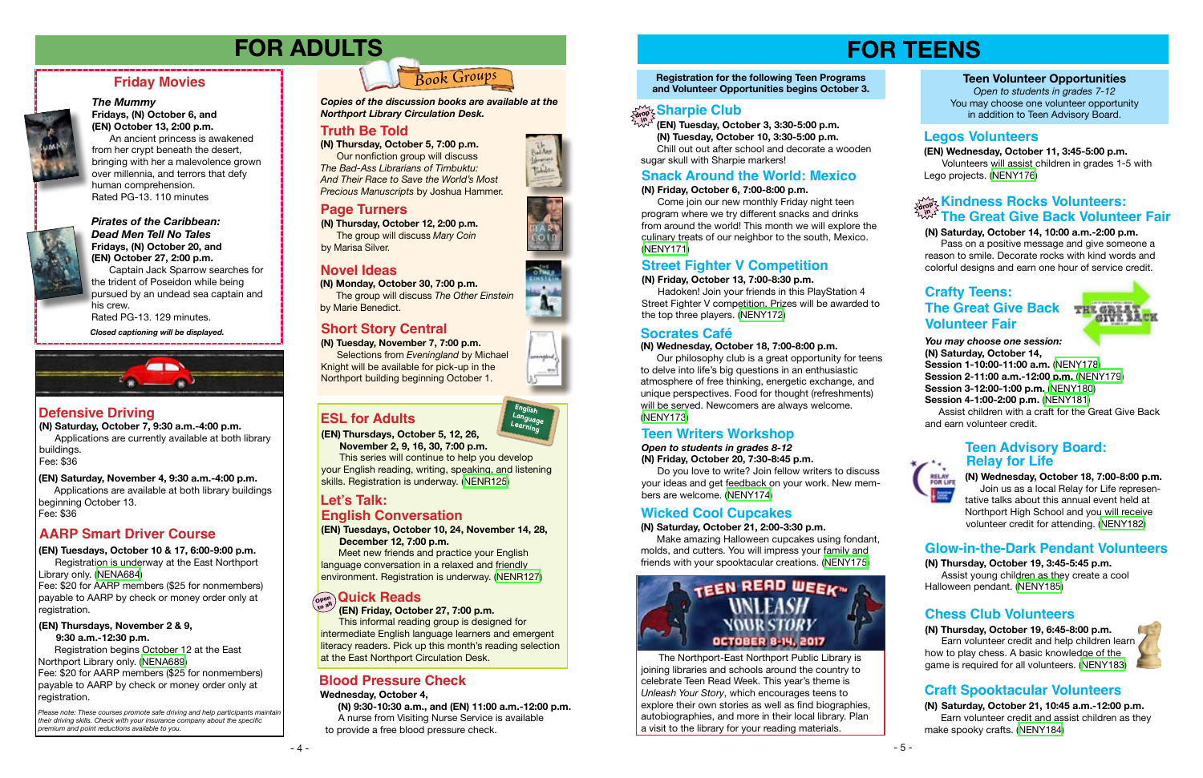# FOR ADULTS

## Friday Movies

***The Mummy***
**Fridays, (N) October 6, and (EN) October 13, 2:00 p.m.**
An ancient princess is awakened from her crypt beneath the desert, bringing with her a malevolence grown over millennia, and terrors that defy human comprehension.
Rated PG-13. 110 minutes

***Pirates of the Caribbean: Dead Men Tell No Tales***
**Fridays, (N) October 20, and (EN) October 27, 2:00 p.m.**
Captain Jack Sparrow searches for the trident of Poseidon while being pursued by an undead sea captain and his crew.
Rated PG-13. 129 minutes.

*Closed captioning will be displayed.*

## Defensive Driving

**(N) Saturday, October 7, 9:30 a.m.-4:00 p.m.**
Applications are currently available at both library buildings.
Fee: $36

**(EN) Saturday, November 4, 9:30 a.m.-4:00 p.m.**
Applications are available at both library buildings beginning October 13.
Fee: $36

## AARP Smart Driver Course

**(EN) Tuesdays, October 10 & 17, 6:00-9:00 p.m.**
Registration is underway at the East Northport Library only. (NENA684)
Fee: $20 for AARP members ($25 for nonmembers) payable to AARP by check or money order only at registration.

**(EN) Thursdays, November 2 & 9, 9:30 a.m.-12:30 p.m.**
Registration begins October 12 at the East Northport Library only. (NENA685)
Fee: $20 for AARP members ($25 for nonmembers) payable to AARP by check or money order only at registration.

*Please note: These courses promote safe driving and help participants maintain their driving skills. Check with your insurance company about the specific premium and point reductions available to you.*

## Book Groups

*Copies of the discussion books are available at the Northport Library Circulation Desk.*

### Truth Be Told

**(N) Thursday, October 5, 7:00 p.m.**
Our nonfiction group will discuss *The Bad-Ass Librarians of Timbuktu: And Their Race to Save the World's Most Precious Manuscripts* by Joshua Hammer.

### Page Turners

**(N) Thursday, October 12, 2:00 p.m.**
The group will discuss *Mary Coin* by Marisa Silver.

### Novel Ideas

**(N) Monday, October 30, 7:00 p.m.**
The group will discuss *The Other Einstein* by Marie Benedict.

### Short Story Central

**(N) Tuesday, November 7, 7:00 p.m.**
Selections from *Evening land* by Michael Knight will be available for pick-up in the Northport building beginning October 1.

## ESL for Adults

**(EN) Thursdays, October 5, 12, 26, November 2, 9, 16, 30, 7:00 p.m.**
This series will continue to help you develop your English reading, writing, speaking, and listening skills. Registration is underway. (NENR125)

## Let's Talk: English Conversation

**(EN) Tuesdays, October 10, 24, November 14, 28, December 12, 7:00 p.m.**
Meet new friends and practice your English language conversation in a relaxed and friendly environment. Registration is underway. (NENR127)

## Quick Reads

*Open to all*

**(EN) Friday, October 27, 7:00 p.m.**
This informal reading group is designed for intermediate English language learners and emergent literacy readers. Pick up this month's reading selection at the East Northport Circulation Desk.

## Blood Pressure Check

**Wednesday, October 4, (N) 9:30-10:30 a.m., and (EN) 11:00 a.m.-12:00 p.m.**
A nurse from Visiting Nurse Service is available to provide a free blood pressure check.

# FOR TEENS

**Registration for the following Teen Programs and Volunteer Opportunities begins October 3.**

## Sharpie Club

*Drop in*

**(EN) Tuesday, October 3, 3:30-5:00 p.m.**
**(N) Tuesday, October 10, 3:30-5:00 p.m.**
Chill out after school and decorate a wooden sugar skull with Sharpie markers!

## Snack Around the World: Mexico

**(N) Friday, October 6, 7:00-8:00 p.m.**
Come join our new monthly Friday night teen program where we try different snacks and drinks from around the world! This month we will explore the culinary treats of our neighbor to the south, Mexico. (NENY171)

## Street Fighter V Competition

**(N) Friday, October 13, 7:00-8:30 p.m.**
Hadoken! Join your friends in this PlayStation 4 Street Fighter V competition. Prizes will be awarded to the top three players. (NENY172)

## Socrates Café

**(N) Wednesday, October 18, 7:00-8:00 p.m.**
Our philosophy club is a great opportunity for teens to delve into life's big questions in an enthusiastic atmosphere of free thinking, energetic exchange, and unique perspectives. Food for thought (refreshments) will be served. Newcomers are always welcome. (NENY173)

## Teen Writers Workshop

*Open to students in grades 8-12*
**(N) Friday, October 20, 7:30-8:45 p.m.**
Do you love to write? Join fellow writers to discuss your ideas and get feedback on your work. New members are welcome. (NENY174)

## Wicked Cool Cupcakes

**(N) Saturday, October 21, 2:00-3:30 p.m.**
Make amazing Halloween cupcakes using fondant, molds, and cutters. You will impress your family and friends with your spooktacular creations. (NENY175)

## Teen Read Week: Unleash Your Story — October 8-14, 2017

The Northport-East Northport Public Library is joining libraries and schools around the country to celebrate Teen Read Week. This year's theme is *Unleash Your Story*, which encourages teens to explore their own stories as well as find biographies, autobiographies, and more in their local library. Plan a visit to the library for your reading materials.

## Teen Volunteer Opportunities

*Open to students in grades 7-12*
You may choose one volunteer opportunity in addition to Teen Advisory Board.

## Legos Volunteers

**(EN) Wednesday, October 11, 3:45-5:00 p.m.**
Volunteers will assist children in grades 1-5 with Lego projects. (NENY176)

## Kindness Rocks Volunteers: The Great Give Back Volunteer Fair

*Drop in*

**(N) Saturday, October 14, 10:00 a.m.-2:00 p.m.**
Pass on a positive message and give someone a reason to smile. Decorate rocks with kind words and colorful designs and earn one hour of service credit.

## Crafty Teens: The Great Give Back Volunteer Fair

***You may choose one session:***
**(N) Saturday, October 14,**
**Session 1-10:00-11:00 a.m.** (NENY178)
**Session 2-11:00 a.m.-12:00 p.m.** (NENY179)
**Session 3-12:00-1:00 p.m.** (NENY180)
**Session 4-1:00-2:00 p.m.** (NENY181)
Assist children with a craft for the Great Give Back and earn volunteer credit.

## Teen Advisory Board: Relay for Life

**(N) Wednesday, October 18, 7:00-8:00 p.m.**
Join us as a local Relay for Life representative talks about this annual event held at Northport High School and you will receive volunteer credit for attending. (NENY182)

## Glow-in-the-Dark Pendant Volunteers

**(N) Thursday, October 19, 3:45-5:45 p.m.**
Assist young children as they create a cool Halloween pendant. (NENY185)

## Chess Club Volunteers

**(N) Thursday, October 19, 6:45-8:00 p.m.**
Earn volunteer credit and help children learn how to play chess. A basic knowledge of the game is required for all volunteers. (NENY183)

## Craft Spooktacular Volunteers

**(N) Saturday, October 21, 10:45 a.m.-12:00 p.m.**
Earn volunteer credit and assist children as they make spooky crafts. (NENY184)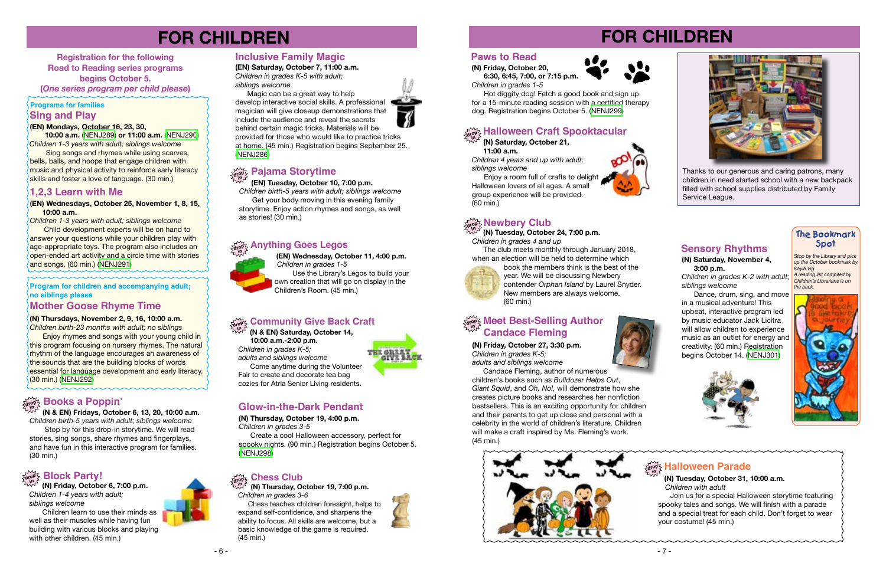# FOR CHILDREN

**Registration for the following Road to Reading series programs begins October 5. (*One series program per child please*)**

**Programs for families**

## Sing and Play

**(EN) Mondays, October 16, 23, 30, 10:00 a.m. (NENJ289) or 11:00 a.m. (NENJ290)**
*Children 1-3 years with adult; siblings welcome*

Sing songs and rhymes while using scarves, bells, balls, and hoops that engage children with music and physical activity to reinforce early literacy skills and foster a love of language. (30 min.)

## 1,2,3 Learn with Me

**(EN) Wednesdays, October 25, November 1, 8, 15, 10:00 a.m.**
*Children 1-3 years with adult; siblings welcome*

Child development experts will be on hand to answer your questions while your children play with age-appropriate toys. The program also includes an open-ended art activity and a circle time with stories and songs. (60 min.) (NENJ291)

**Program for children and accompanying adult; no siblings please**

## Mother Goose Rhyme Time

**(N) Thursdays, November 2, 9, 16, 10:00 a.m.**
*Children birth-23 months with adult; no siblings*

Enjoy rhymes and songs with your young child in this program focusing on nursery rhymes. The natural rhythm of the language encourages an awareness of the sounds that are the building blocks of words essential for language development and early literacy. (30 min.) (NENJ292)

## Books a Poppin'

drop in

**(N & EN) Fridays, October 6, 13, 20, 10:00 a.m.**
*Children birth-5 years with adult; siblings welcome*

Stop by for this drop-in storytime. We will read stories, sing songs, share rhymes and fingerplays, and have fun in this interactive program for families. (30 min.)

## Block Party!

drop in

**(N) Friday, October 6, 7:00 p.m.**
*Children 1-4 years with adult; siblings welcome*

Children learn to use their minds as well as their muscles while having fun building with various blocks and playing with other children. (45 min.)

## Inclusive Family Magic

**(EN) Saturday, October 7, 11:00 a.m.**
*Children in grades K-5 with adult; siblings welcome*

Magic can be a great way to help develop interactive social skills. A professional magician will give closeup demonstrations that include the audience and reveal the secrets behind certain magic tricks. Materials will be provided for those who would like to practice tricks at home. (45 min.) Registration begins September 25. (NENJ286)

## Pajama Storytime

drop in

**(EN) Tuesday, October 10, 7:00 p.m.**
*Children birth-5 years with adult; siblings welcome*

Get your body moving in this evening family storytime. Enjoy action rhymes and songs, as well as stories! (30 min.)

## Anything Goes Legos

drop in

**(EN) Wednesday, October 11, 4:00 p.m.**
*Children in grades 1-5*

Use the Library's Legos to build your own creation that will go on display in the Children's Room. (45 min.)

## Community Give Back Craft

drop in

**(N & EN) Saturday, October 14, 10:00 a.m.-2:00 p.m.**
*Children in grades K-5; adults and siblings welcome*

Come anytime during the Volunteer Fair to create and decorate tea bag cozies for Atria Senior Living residents.

## Glow-in-the-Dark Pendant

**(N) Thursday, October 19, 4:00 p.m.**
*Children in grades 3-5*

Create a cool Halloween accessory, perfect for spooky nights. (90 min.) Registration begins October 5. (NENJ298)

## Chess Club

drop in

**(N) Thursday, October 19, 7:00 p.m.**
*Children in grades 3-6*

Chess teaches children foresight, helps to expand self-confidence, and sharpens the ability to focus. All skills are welcome, but a basic knowledge of the game is required. (45 min.)

# FOR CHILDREN

## Paws to Read

**(N) Friday, October 20, 6:30, 6:45, 7:00, or 7:15 p.m.**
*Children in grades 1-5*

Hot diggity dog! Fetch a good book and sign up for a 15-minute reading session with a certified therapy dog. Registration begins October 5. (NENJ299)

## Halloween Craft Spooktacular

drop in

**(N) Saturday, October 21, 11:00 a.m.**
*Children 4 years and up with adult; siblings welcome*

Enjoy a room full of crafts to delight Halloween lovers of all ages. A small group experience will be provided. (60 min.)

## Newbery Club

drop in

**(N) Tuesday, October 24, 7:00 p.m.**
*Children in grades 4 and up*

The club meets monthly through January 2018, when an election will be held to determine which book the members think is the best of the year. We will be discussing Newbery contender *Orphan Island* by Laurel Snyder. New members are always welcome. (60 min.)

## Meet Best-Selling Author Candace Fleming

drop in

**(N) Friday, October 27, 3:30 p.m.**
*Children in grades K-5; adults and siblings welcome*

Candace Fleming, author of numerous children's books such as *Bulldozer Helps Out*, *Giant Squid*, and *Oh, No!*, will demonstrate how she creates picture books and researches her nonfiction bestsellers. This is an exciting opportunity for children and their parents to get up close and personal with a celebrity in the world of children's literature. Children will make a craft inspired by Ms. Fleming's work. (45 min.)

Thanks to our generous and caring patrons, many children in need started school with a new backpack filled with school supplies distributed by Family Service League.

## Sensory Rhythms

**(N) Saturday, November 4, 3:00 p.m.**
*Children in grades K-2 with adult; siblings welcome*

Dance, drum, sing, and move in a musical adventure! This upbeat, interactive program led by music educator Jack Licitra will allow children to experience music as an outlet for energy and creativity. (60 min.) Registration begins October 14. (NENJ301)

### The Bookmark Spot

*Stop by the Library and pick up the October bookmark by Kayla Vig. A reading list compiled by Children's Librarians is on the back.*

## Halloween Parade

drop in

**(N) Tuesday, October 31, 10:00 a.m.**
*Children with adult*

Join us for a special Halloween storytime featuring spooky tales and songs. We will finish with a parade and a special treat for each child. Don't forget to wear your costume! (45 min.)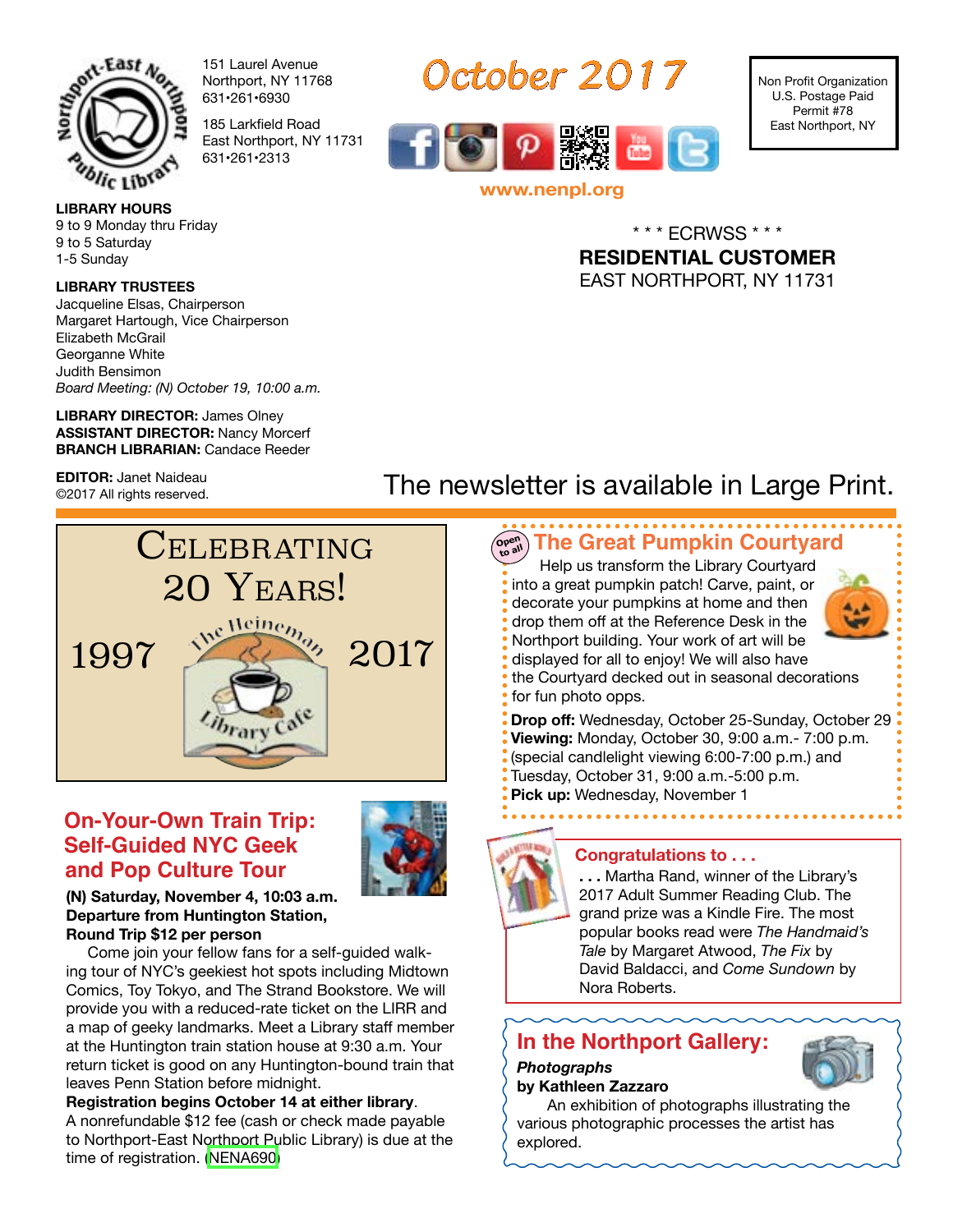151 Laurel Avenue
Northport, NY 11768
631•261•6930

185 Larkfield Road
East Northport, NY 11731
631•261•2313

# October 2017

www.nenpl.org

Non Profit Organization
U.S. Postage Paid
Permit #78
East Northport, NY

\* \* \* ECRWSS \* \* \*
**RESIDENTIAL CUSTOMER**
EAST NORTHPORT, NY 11731

**LIBRARY HOURS**
9 to 9 Monday thru Friday
9 to 5 Saturday
1-5 Sunday

**LIBRARY TRUSTEES**
Jacqueline Elsas, Chairperson
Margaret Hartough, Vice Chairperson
Elizabeth McGrail
Georganne White
Judith Bensimon
*Board Meeting: (N) October 19, 10:00 a.m.*

**LIBRARY DIRECTOR:** James Olney
**ASSISTANT DIRECTOR:** Nancy Morcerf
**BRANCH LIBRARIAN:** Candace Reeder

**EDITOR:** Janet Naideau
©2017 All rights reserved.

The newsletter is available in Large Print.

## Celebrating 20 Years!

1997 The Heineman Library Cafe 2017

## On-Your-Own Train Trip: Self-Guided NYC Geek and Pop Culture Tour

**(N) Saturday, November 4, 10:03 a.m.**
**Departure from Huntington Station,**
**Round Trip $12 per person**

Come join your fellow fans for a self-guided walking tour of NYC's geekiest hot spots including Midtown Comics, Toy Tokyo, and The Strand Bookstore. We will provide you with a reduced-rate ticket on the LIRR and a map of geeky landmarks. Meet a Library staff member at the Huntington train station house at 9:30 a.m. Your return ticket is good on any Huntington-bound train that leaves Penn Station before midnight.

**Registration begins October 14 at either library**. A nonrefundable $12 fee (cash or check made payable to Northport-East Northport Public Library) is due at the time of registration. (NENA690)

## The Great Pumpkin Courtyard

Open to all

Help us transform the Library Courtyard into a great pumpkin patch! Carve, paint, or decorate your pumpkins at home and then drop them off at the Reference Desk in the Northport building. Your work of art will be displayed for all to enjoy! We will also have the Courtyard decked out in seasonal decorations for fun photo opps.

**Drop off:** Wednesday, October 25-Sunday, October 29
**Viewing:** Monday, October 30, 9:00 a.m.- 7:00 p.m. (special candlelight viewing 6:00-7:00 p.m.) and Tuesday, October 31, 9:00 a.m.-5:00 p.m.
**Pick up:** Wednesday, November 1

## Congratulations to . . .

**. . .** Martha Rand, winner of the Library's 2017 Adult Summer Reading Club. The grand prize was a Kindle Fire. The most popular books read were *The Handmaid's Tale* by Margaret Atwood, *The Fix* by David Baldacci, and *Come Sundown* by Nora Roberts.

## In the Northport Gallery:

***Photographs***
**by Kathleen Zazzaro**

An exhibition of photographs illustrating the various photographic processes the artist has explored.